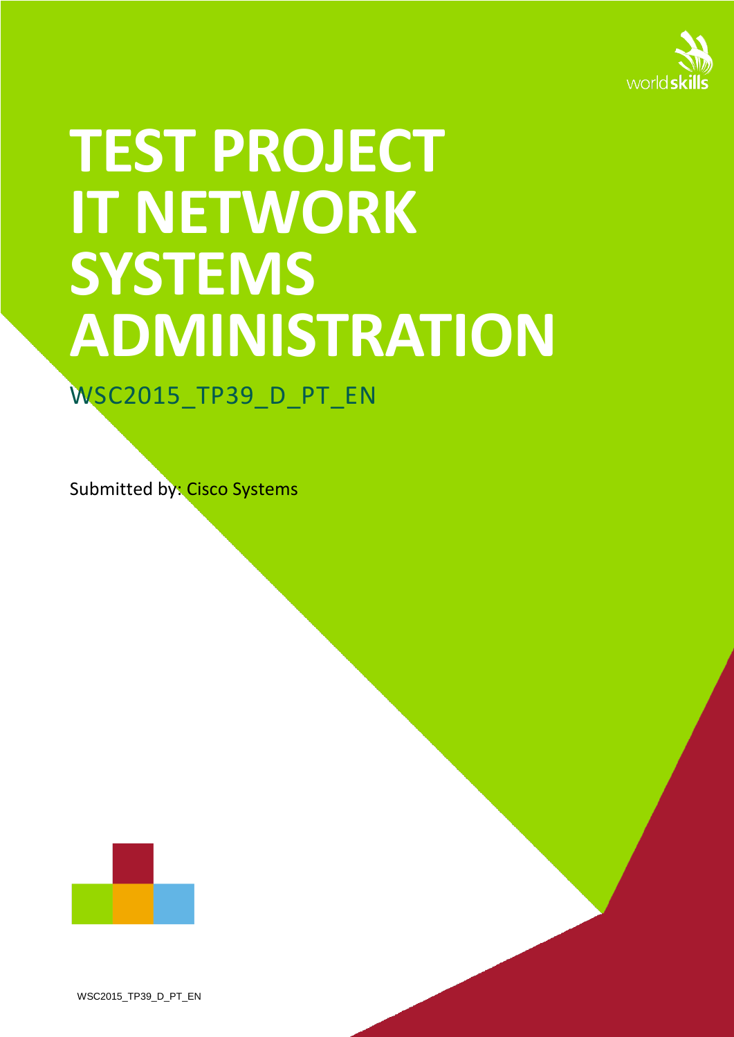# TEST PROJECT IT NETWORK SYSTEMS ADMINISTRATION

WSC2015_TP39_D_PT_EN

Submitted by: Cisco Systems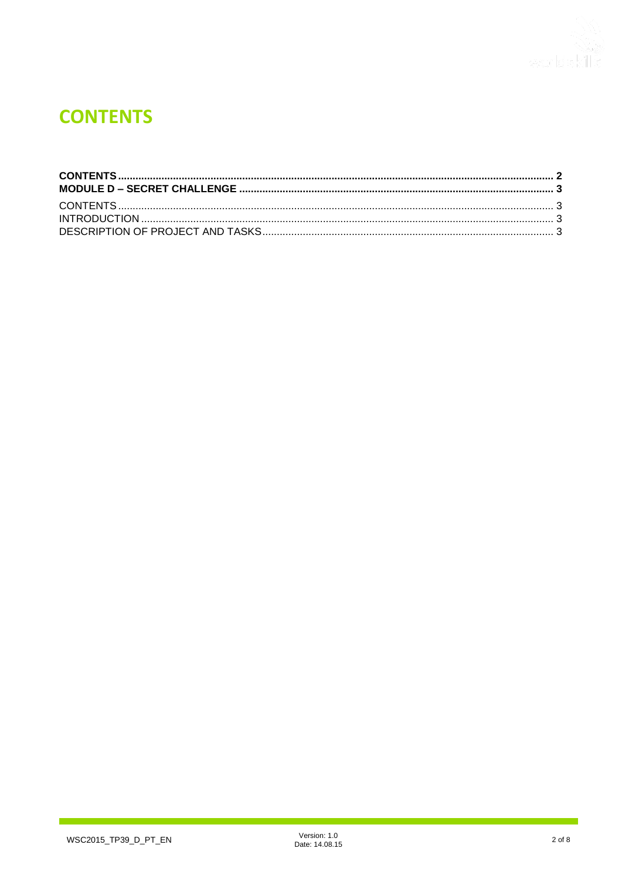# CONTENTS

**CONTENTS** .......... **2**
**MODULE D – SECRET CHALLENGE** .......... **3**
CONTENTS .......... 3
INTRODUCTION .......... 3
DESCRIPTION OF PROJECT AND TASKS .......... 3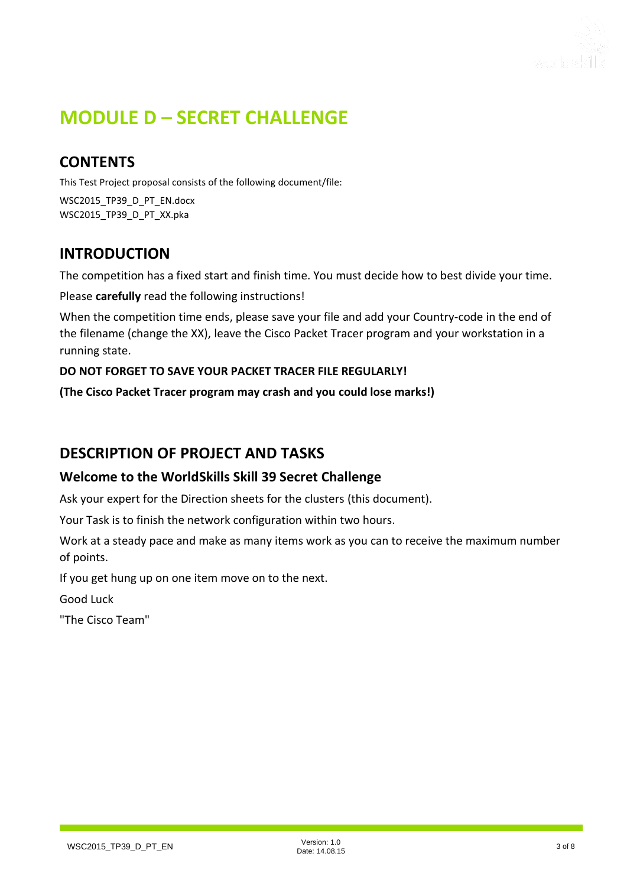# MODULE D – SECRET CHALLENGE

## CONTENTS

This Test Project proposal consists of the following document/file:

WSC2015_TP39_D_PT_EN.docx
WSC2015_TP39_D_PT_XX.pka

## INTRODUCTION

The competition has a fixed start and finish time. You must decide how to best divide your time.

Please **carefully** read the following instructions!

When the competition time ends, please save your file and add your Country-code in the end of the filename (change the XX), leave the Cisco Packet Tracer program and your workstation in a running state.

**DO NOT FORGET TO SAVE YOUR PACKET TRACER FILE REGULARLY!**

**(The Cisco Packet Tracer program may crash and you could lose marks!)**

## DESCRIPTION OF PROJECT AND TASKS

### Welcome to the WorldSkills Skill 39 Secret Challenge

Ask your expert for the Direction sheets for the clusters (this document).

Your Task is to finish the network configuration within two hours.

Work at a steady pace and make as many items work as you can to receive the maximum number of points.

If you get hung up on one item move on to the next.

Good Luck

"The Cisco Team"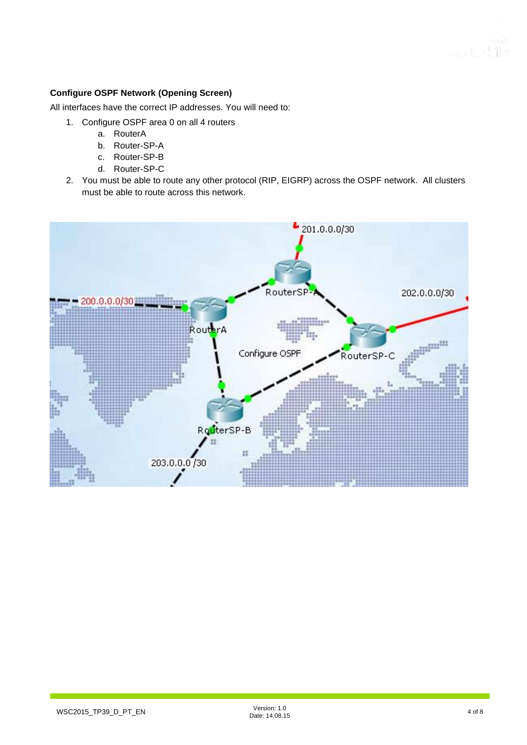**Configure OSPF Network (Opening Screen)**

All interfaces have the correct IP addresses. You will need to:

1. Configure OSPF area 0 on all 4 routers
    a. RouterA
    b. Router-SP-A
    c. Router-SP-B
    d. Router-SP-C
2. You must be able to route any other protocol (RIP, EIGRP) across the OSPF network. All clusters must be able to route across this network.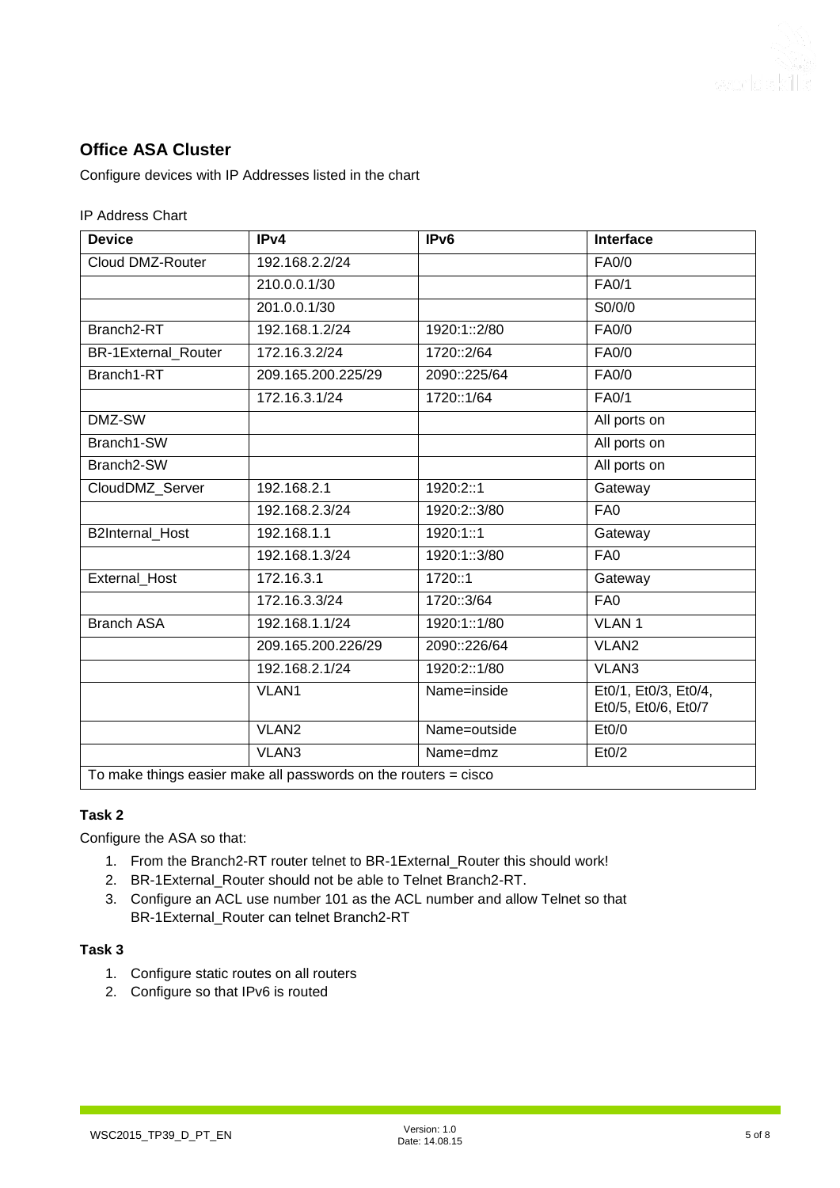## Office ASA Cluster

Configure devices with IP Addresses listed in the chart

IP Address Chart

| Device | IPv4 | IPv6 | Interface |
|---|---|---|---|
| Cloud DMZ-Router | 192.168.2.2/24 | | FA0/0 |
| | 210.0.0.1/30 | | FA0/1 |
| | 201.0.0.1/30 | | S0/0/0 |
| Branch2-RT | 192.168.1.2/24 | 1920:1::2/80 | FA0/0 |
| BR-1External_Router | 172.16.3.2/24 | 1720::2/64 | FA0/0 |
| Branch1-RT | 209.165.200.225/29 | 2090::225/64 | FA0/0 |
| | 172.16.3.1/24 | 1720::1/64 | FA0/1 |
| DMZ-SW | | | All ports on |
| Branch1-SW | | | All ports on |
| Branch2-SW | | | All ports on |
| CloudDMZ_Server | 192.168.2.1 | 1920:2::1 | Gateway |
| | 192.168.2.3/24 | 1920:2::3/80 | FA0 |
| B2Internal_Host | 192.168.1.1 | 1920:1::1 | Gateway |
| | 192.168.1.3/24 | 1920:1::3/80 | FA0 |
| External_Host | 172.16.3.1 | 1720::1 | Gateway |
| | 172.16.3.3/24 | 1720::3/64 | FA0 |
| Branch ASA | 192.168.1.1/24 | 1920:1::1/80 | VLAN 1 |
| | 209.165.200.226/29 | 2090::226/64 | VLAN2 |
| | 192.168.2.1/24 | 1920:2::1/80 | VLAN3 |
| | VLAN1 | Name=inside | Et0/1, Et0/3, Et0/4, Et0/5, Et0/6, Et0/7 |
| | VLAN2 | Name=outside | Et0/0 |
| | VLAN3 | Name=dmz | Et0/2 |
| To make things easier make all passwords on the routers = cisco | | | |

### Task 2

Configure the ASA so that:

1. From the Branch2-RT router telnet to BR-1External_Router this should work!
2. BR-1External_Router should not be able to Telnet Branch2-RT.
3. Configure an ACL use number 101 as the ACL number and allow Telnet so that BR-1External_Router can telnet Branch2-RT

### Task 3

1. Configure static routes on all routers
2. Configure so that IPv6 is routed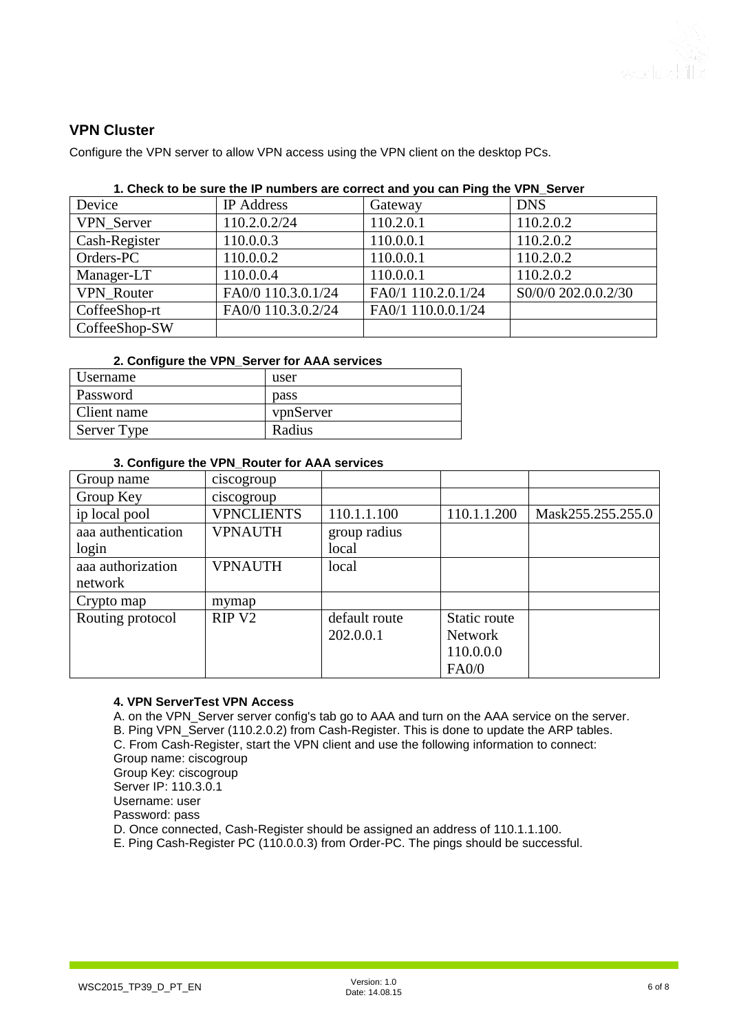## VPN Cluster

Configure the VPN server to allow VPN access using the VPN client on the desktop PCs.

**1. Check to be sure the IP numbers are correct and you can Ping the VPN_Server**

| Device | IP Address | Gateway | DNS |
|---|---|---|---|
| VPN_Server | 110.2.0.2/24 | 110.2.0.1 | 110.2.0.2 |
| Cash-Register | 110.0.0.3 | 110.0.0.1 | 110.2.0.2 |
| Orders-PC | 110.0.0.2 | 110.0.0.1 | 110.2.0.2 |
| Manager-LT | 110.0.0.4 | 110.0.0.1 | 110.2.0.2 |
| VPN_Router | FA0/0 110.3.0.1/24 | FA0/1 110.2.0.1/24 | S0/0/0 202.0.0.2/30 |
| CoffeeShop-rt | FA0/0 110.3.0.2/24 | FA0/1 110.0.0.1/24 | |
| CoffeeShop-SW | | | |

**2. Configure the VPN_Server for AAA services**

| Username | user |
|---|---|
| Password | pass |
| Client name | vpnServer |
| Server Type | Radius |

**3. Configure the VPN_Router for AAA services**

| Group name | ciscogroup | | | |
|---|---|---|---|---|
| Group Key | ciscogroup | | | |
| ip local pool | VPNCLIENTS | 110.1.1.100 | 110.1.1.200 | Mask255.255.255.0 |
| aaa authentication login | VPNAUTH | group radius local | | |
| aaa authorization network | VPNAUTH | local | | |
| Crypto map | mymap | | | |
| Routing protocol | RIP V2 | default route 202.0.0.1 | Static route Network 110.0.0.0 FA0/0 | |

**4. VPN ServerTest VPN Access**

A. on the VPN_Server server config's tab go to AAA and turn on the AAA service on the server.
B. Ping VPN_Server (110.2.0.2) from Cash-Register. This is done to update the ARP tables.
C. From Cash-Register, start the VPN client and use the following information to connect:
Group name: ciscogroup
Group Key: ciscogroup
Server IP: 110.3.0.1
Username: user
Password: pass
D. Once connected, Cash-Register should be assigned an address of 110.1.1.100.
E. Ping Cash-Register PC (110.0.0.3) from Order-PC. The pings should be successful.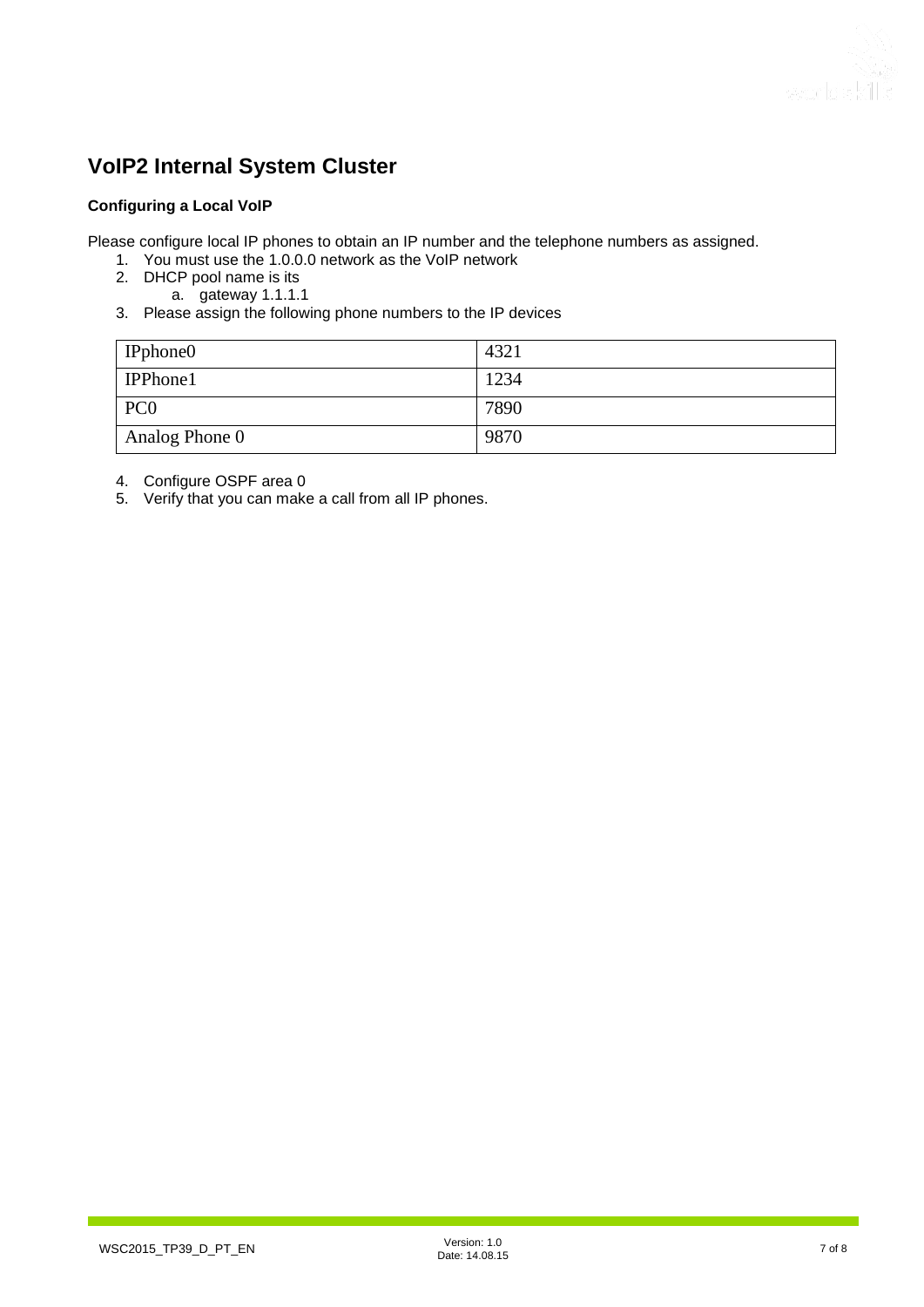# VoIP2 Internal System Cluster

**Configuring a Local VoIP**

Please configure local IP phones to obtain an IP number and the telephone numbers as assigned.

1. You must use the 1.0.0.0 network as the VoIP network
2. DHCP pool name is its
   a. gateway 1.1.1.1
3. Please assign the following phone numbers to the IP devices

| IPphone0 | 4321 |
|---|---|
| IPPhone1 | 1234 |
| PC0 | 7890 |
| Analog Phone 0 | 9870 |

4. Configure OSPF area 0
5. Verify that you can make a call from all IP phones.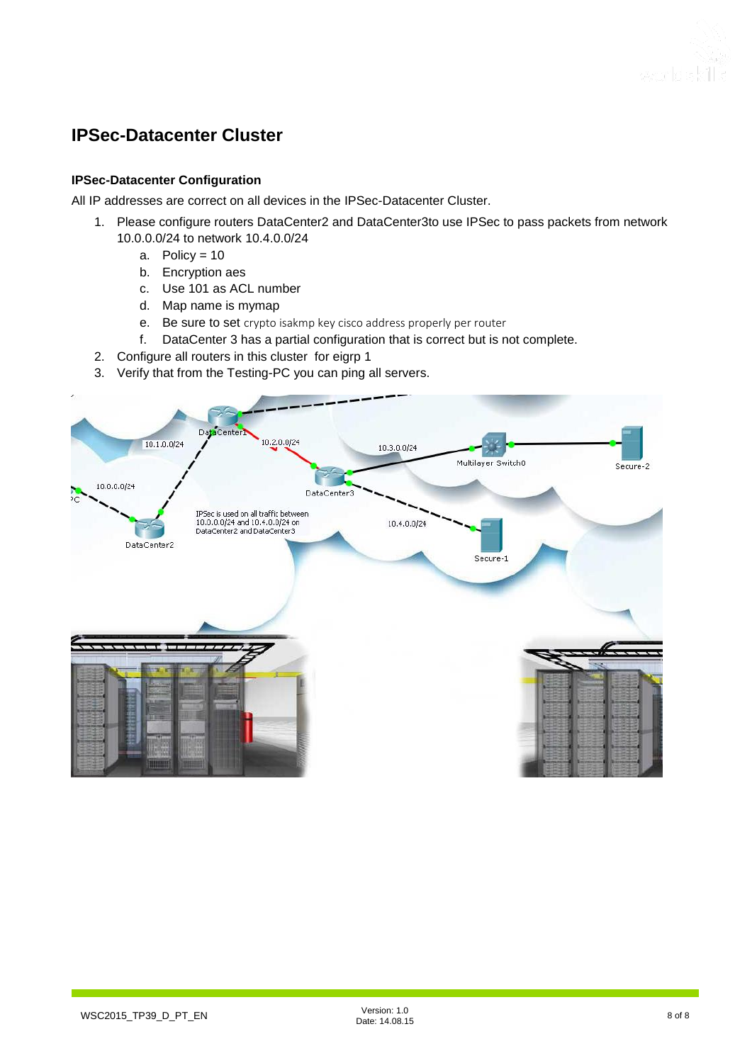## IPSec-Datacenter Cluster

### IPSec-Datacenter Configuration

All IP addresses are correct on all devices in the IPSec-Datacenter Cluster.

1. Please configure routers DataCenter2 and DataCenter3to use IPSec to pass packets from network 10.0.0.0/24 to network 10.4.0.0/24
   a. Policy = 10
   b. Encryption aes
   c. Use 101 as ACL number
   d. Map name is mymap
   e. Be sure to set crypto isakmp key cisco address properly per router
   f. DataCenter 3 has a partial configuration that is correct but is not complete.
2. Configure all routers in this cluster for eigrp 1
3. Verify that from the Testing-PC you can ping all servers.

DataCenter1

10.1.0.0/24

10.2.0.0/24

10.3.0.0/24

Multilayer Switch0

Secure-2

10.0.0.0/24

DataCenter3

IPSec is used on all traffic between 10.0.0.0/24 and 10.4.0.0/24 on DataCenter2 and DataCenter3

10.4.0.0/24

DataCenter2

Secure-1